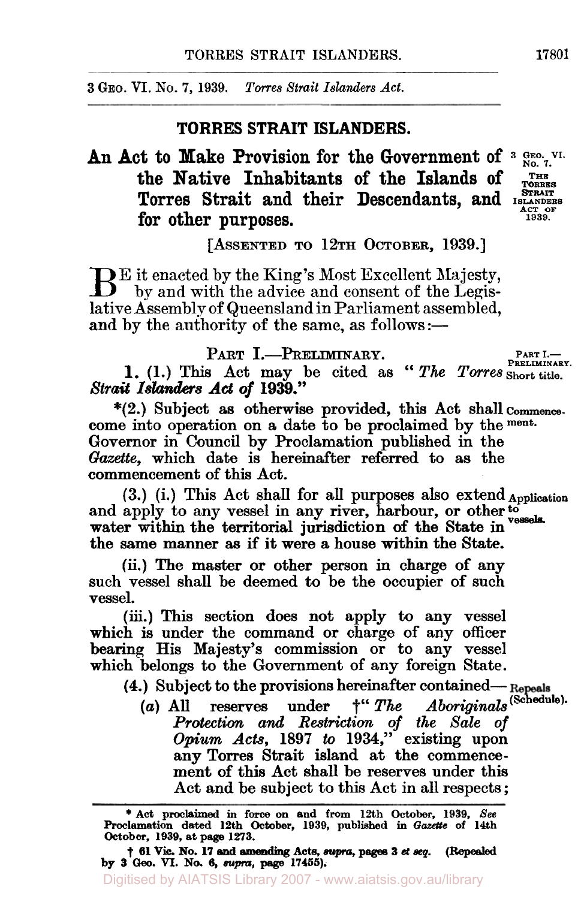3 GEO. VI. No. 7, 1939. *Torres Strait Islanders Act.*

## TORRES STRAIT ISLANDERS.

# An Act to Make Provision for the Government of the Native Inhabitants of the Islands of Torres Strait and their Descendants, and for other purposes.

3 GEO. VI. No. 7. THE TORRES STRAIT ISLANDERS ACT OF 1939.

[ASSENTED TO 12TH OCTOBER, 1939.]

BE it enacted by the King's Most Excellent Majesty, by and with the advice and consent of the Legislative Assembly of Queensland in Parliament assembled, and by the authority of the same, as follows:—

### PART I.—PRELIMINARY.

PART I.—PRELIMINARY.

**1.** (1.) This Act may be cited as "*The Torres Strait Islanders Act of* 1939." — Short title.

*(2.) Subject as otherwise provided, this Act shall come into operation on a date to be proclaimed by the Governor in Council by Proclamation published in the *Gazette*, which date is hereinafter referred to as the commencement of this Act. — Commencement.

(3.) (i.) This Act shall for all purposes also extend and apply to any vessel in any river, harbour, or other water within the territorial jurisdiction of the State in the same manner as if it were a house within the State. — Application to vessels.

(ii.) The master or other person in charge of any such vessel shall be deemed to be the occupier of such vessel.

(iii.) This section does not apply to any vessel which is under the command or charge of any officer bearing His Majesty's commission or to any vessel which belongs to the Government of any foreign State.

(4.) Subject to the provisions hereinafter contained— Repeals (Schedule).

> (*a*) All reserves under †"*The Aboriginals Protection and Restriction of the Sale of Opium Acts*, 1897 *to* 1934," existing upon any Torres Strait island at the commencement of this Act shall be reserves under this Act and be subject to this Act in all respects;

---

* Act proclaimed in force on and from 12th October, 1939, *See* Proclamation dated 12th October, 1939, published in *Gazette* of 14th October, 1939, at page 1273.

† 61 Vic. No. 17 and amending Acts, *supra*, pages 3 *et seq.* (Repealed by 3 Geo. VI. No. 6, *supra*, page 17455).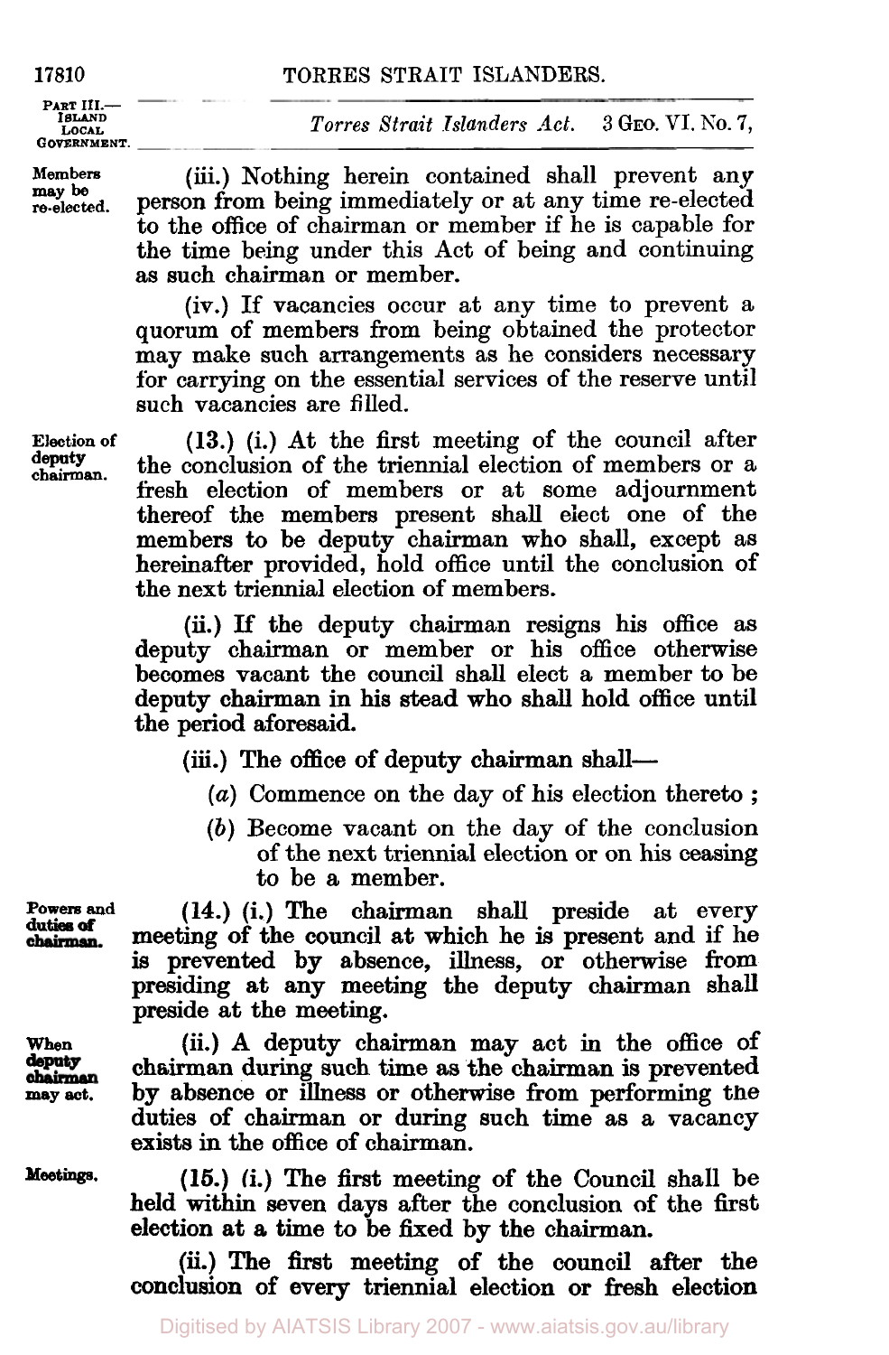**Members may be re-elected.**

(iii.) Nothing herein contained shall prevent any person from being immediately or at any time re-elected to the office of chairman or member if he is capable for the time being under this Act of being and continuing as such chairman or member.

(iv.) If vacancies occur at any time to prevent a quorum of members from being obtained the protector may make such arrangements as he considers necessary for carrying on the essential services of the reserve until such vacancies are filled.

**Election of deputy chairman.**

(13.) (i.) At the first meeting of the council after the conclusion of the triennial election of members or a fresh election of members or at some adjournment thereof the members present shall elect one of the members to be deputy chairman who shall, except as hereinafter provided, hold office until the conclusion of the next triennial election of members.

(ii.) If the deputy chairman resigns his office as deputy chairman or member or his office otherwise becomes vacant the council shall elect a member to be deputy chairman in his stead who shall hold office until the period aforesaid.

(iii.) The office of deputy chairman shall—

- (*a*) Commence on the day of his election thereto ;
- (*b*) Become vacant on the day of the conclusion of the next triennial election or on his ceasing to be a member.

**Powers and duties of chairman.**

(14.) (i.) The chairman shall preside at every meeting of the council at which he is present and if he is prevented by absence, illness, or otherwise from presiding at any meeting the deputy chairman shall preside at the meeting.

**When deputy chairman may act.**

(ii.) A deputy chairman may act in the office of chairman during such time as the chairman is prevented by absence or illness or otherwise from performing the duties of chairman or during such time as a vacancy exists in the office of chairman.

**Meetings.**

(15.) (i.) The first meeting of the Council shall be held within seven days after the conclusion of the first election at a time to be fixed by the chairman.

(ii.) The first meeting of the council after the conclusion of every triennial election or fresh election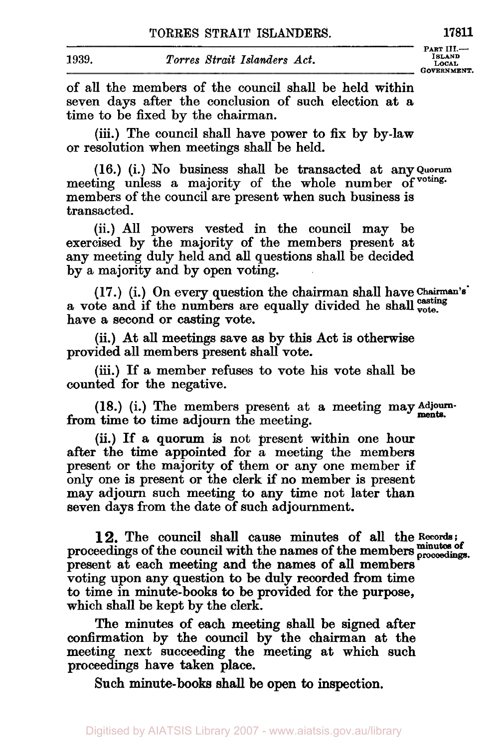of all the members of the council shall be held within seven days after the conclusion of such election at a time to be fixed by the chairman.

(iii.) The council shall have power to fix by by-law or resolution when meetings shall be held.

**Quorum voting.**

(16.) (i.) No business shall be transacted at any meeting unless a majority of the whole number of members of the council are present when such business is transacted.

(ii.) All powers vested in the council may be exercised by the majority of the members present at any meeting duly held and all questions shall be decided by a majority and by open voting.

**Chairman's casting vote.**

(17.) (i.) On every question the chairman shall have a vote and if the numbers are equally divided he shall have a second or casting vote.

(ii.) At all meetings save as by this Act is otherwise provided all members present shall vote.

(iii.) If a member refuses to vote his vote shall be counted for the negative.

**Adjournments.**

(18.) (i.) The members present at a meeting may from time to time adjourn the meeting.

(ii.) If a quorum is not present within one hour after the time appointed for a meeting the members present or the majority of them or any one member if only one is present or the clerk if no member is present may adjourn such meeting to any time not later than seven days from the date of such adjournment.

**Records; minutes of proceedings.**

**12.** The council shall cause minutes of all the proceedings of the council with the names of the members present at each meeting and the names of all members voting upon any question to be duly recorded from time to time in minute-books to be provided for the purpose, which shall be kept by the clerk.

The minutes of each meeting shall be signed after confirmation by the council by the chairman at the meeting next succeeding the meeting at which such proceedings have taken place.

Such minute-books shall be open to inspection.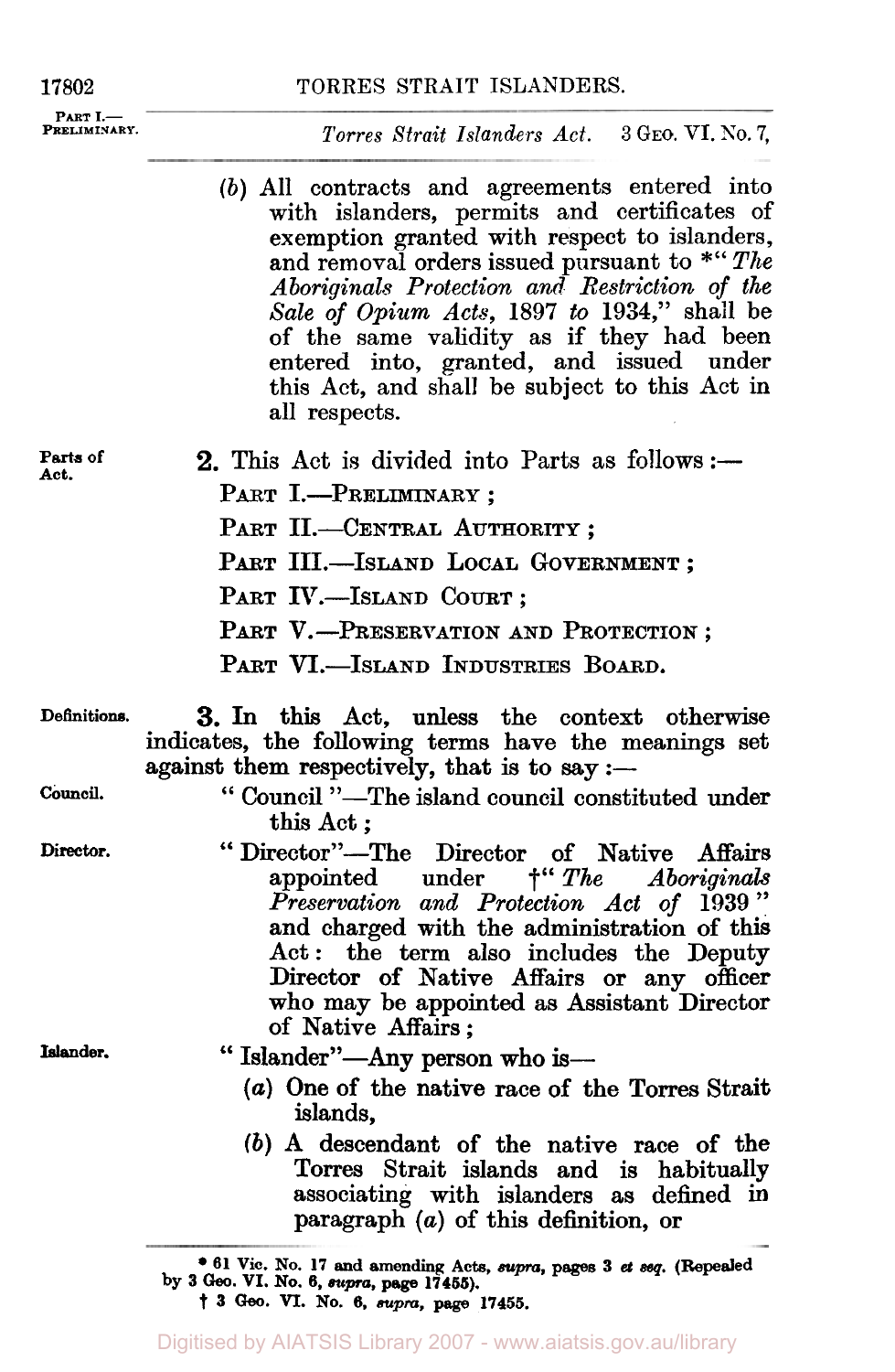(b) All contracts and agreements entered into with islanders, permits and certificates of exemption granted with respect to islanders, and removal orders issued pursuant to *"*The Aboriginals Protection and Restriction of the Sale of Opium Acts*, 1897 *to* 1934," shall be of the same validity as if they had been entered into, granted, and issued under this Act, and shall be subject to this Act in all respects.

Parts of Act.

**2.** This Act is divided into Parts as follows:—

PART I.—PRELIMINARY;

PART II.—CENTRAL AUTHORITY;

PART III.—ISLAND LOCAL GOVERNMENT;

PART IV.—ISLAND COURT;

PART V.—PRESERVATION AND PROTECTION;

PART VI.—ISLAND INDUSTRIES BOARD.

Definitions.

**3.** In this Act, unless the context otherwise indicates, the following terms have the meanings set against them respectively, that is to say:—

Council.

"Council"—The island council constituted under this Act;

Director.

"Director"—The Director of Native Affairs appointed under †"*The Aboriginals Preservation and Protection Act of* 1939" and charged with the administration of this Act: the term also includes the Deputy Director of Native Affairs or any officer who may be appointed as Assistant Director of Native Affairs;

Islander.

"Islander"—Any person who is—

(a) One of the native race of the Torres Strait islands,

(b) A descendant of the native race of the Torres Strait islands and is habitually associating with islanders as defined in paragraph (a) of this definition, or

* 61 Vic. No. 17 and amending Acts, *supra*, pages 3 *et seq.* (Repealed by 3 Geo. VI. No. 6, *supra*, page 17455).

† 3 Geo. VI. No. 6, *supra*, page 17455.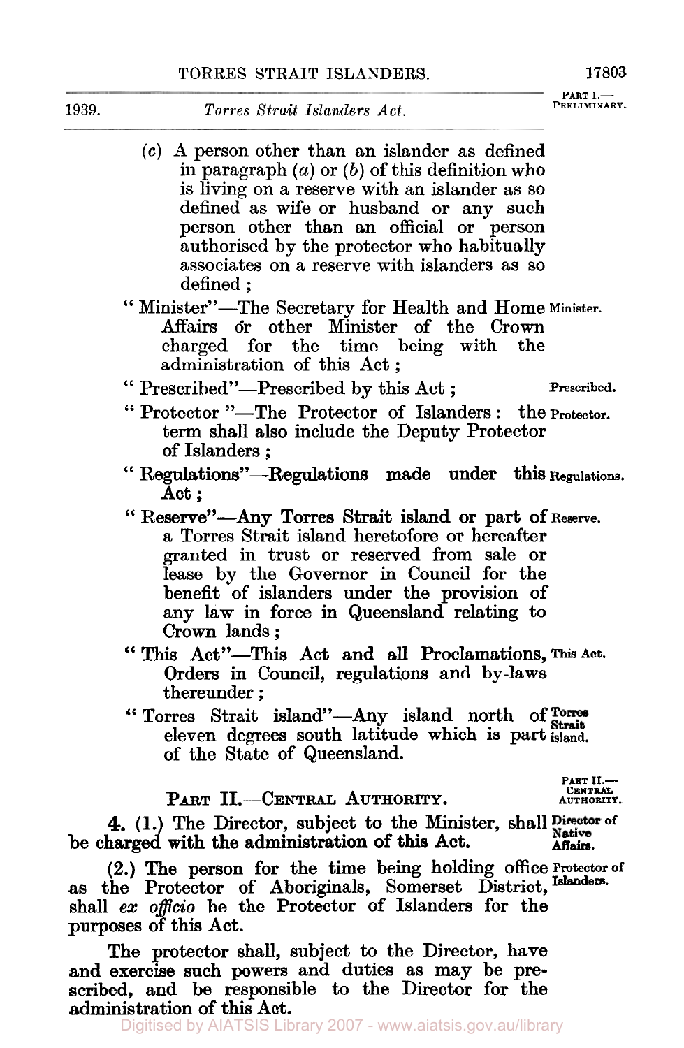(*c*) A person other than an islander as defined in paragraph (*a*) or (*b*) of this definition who is living on a reserve with an islander as so defined as wife or husband or any such person other than an official or person authorised by the protector who habitually associates on a reserve with islanders as so defined ;

"Minister"—The Secretary for Health and Home Affairs or other Minister of the Crown charged for the time being with the administration of this Act ; **Minister.**

"Prescribed"—Prescribed by this Act ; **Prescribed.**

"Protector"—The Protector of Islanders : the term shall also include the Deputy Protector of Islanders ; **Protector.**

"Regulations"—Regulations made under this Act ; **Regulations.**

"Reserve"—Any Torres Strait island or part of a Torres Strait island heretofore or hereafter granted in trust or reserved from sale or lease by the Governor in Council for the benefit of islanders under the provision of any law in force in Queensland relating to Crown lands ; **Reserve.**

"This Act"—This Act and all Proclamations, Orders in Council, regulations and by-laws thereunder ; **This Act.**

"Torres Strait island"—Any island north of eleven degrees south latitude which is part of the State of Queensland. **Torres Strait island.**

## PART II.—CENTRAL AUTHORITY.

**4.** (1.) The Director, subject to the Minister, shall be charged with the administration of this Act. **Director of Native Affairs.**

(2.) The person for the time being holding office as the Protector of Aboriginals, Somerset District, shall *ex officio* be the Protector of Islanders for the purposes of this Act. **Protector of Islanders.**

The protector shall, subject to the Director, have and exercise such powers and duties as may be prescribed, and be responsible to the Director for the administration of this Act.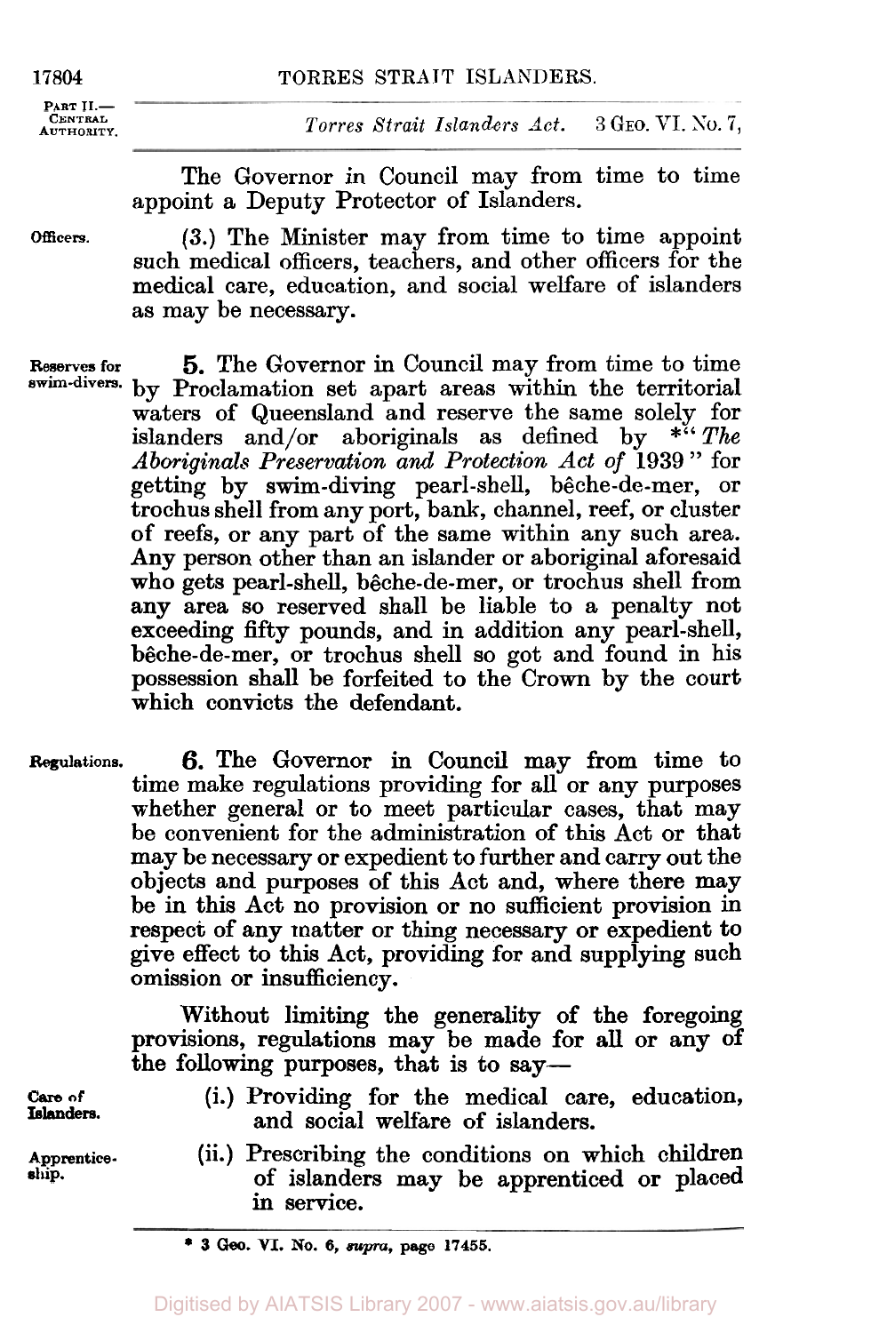The Governor *in* Council may from time to time appoint a Deputy Protector of Islanders.

**Officers.** (3.) The Minister may from time to time appoint such medical officers, teachers, and other officers for the medical care, education, and social welfare of islanders as may be necessary.

**Reserves for swim-divers.** **5.** The Governor in Council may from time to time by Proclamation set apart areas within the territorial waters of Queensland and reserve the same solely for islanders and/or aboriginals as defined by \*"*The Aboriginals Preservation and Protection Act of* 1939" for getting by swim-diving pearl-shell, bêche-de-mer, or trochus shell from any port, bank, channel, reef, or cluster of reefs, or any part of the same within any such area. Any person other than an islander or aboriginal aforesaid who gets pearl-shell, bêche-de-mer, or trochus shell from any area so reserved shall be liable to a penalty not exceeding fifty pounds, and in addition any pearl-shell, bêche-de-mer, or trochus shell so got and found in his possession shall be forfeited to the Crown by the court which convicts the defendant.

**Regulations.** **6.** The Governor in Council may from time to time make regulations providing for all or any purposes whether general or to meet particular cases, that may be convenient for the administration of this Act or that may be necessary or expedient to further and carry out the objects and purposes of this Act and, where there may be in this Act no provision or no sufficient provision in respect of any matter or thing necessary or expedient to give effect to this Act, providing for and supplying such omission or insufficiency.

Without limiting the generality of the foregoing provisions, regulations may be made for all or any of the following purposes, that is to say—

**Care of Islanders.** (i.) Providing for the medical care, education, and social welfare of islanders.

**Apprenticeship.** (ii.) Prescribing the conditions on which children of islanders may be apprenticed or placed in service.

---

\* 3 Geo. VI. No. 6, *supra*, page 17455.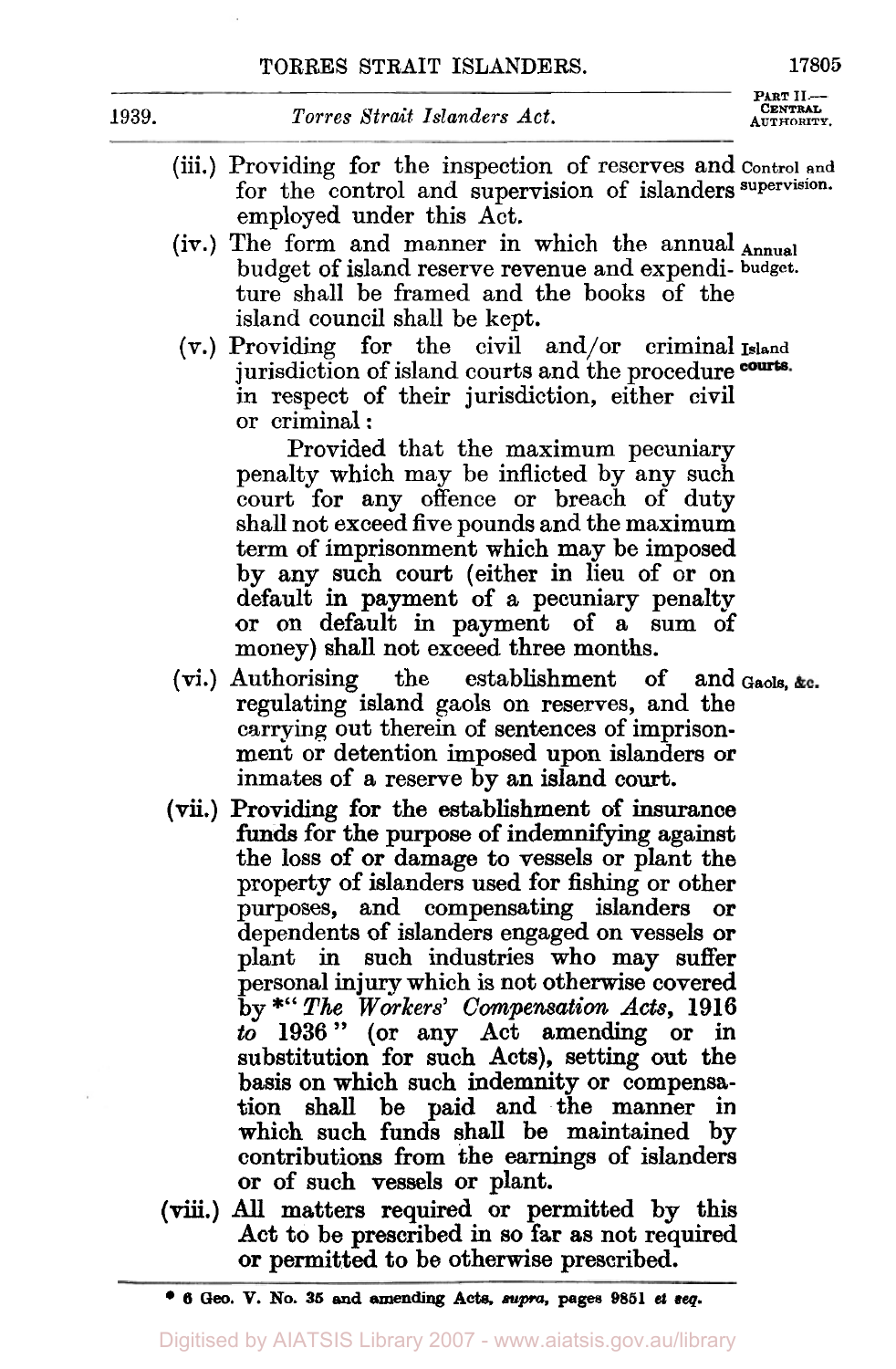(iii.) Providing for the inspection of reserves and for the control and supervision of islanders employed under this Act. *Control and supervision.*

(iv.) The form and manner in which the annual budget of island reserve revenue and expenditure shall be framed and the books of the island council shall be kept. *Annual budget.*

(v.) Providing for the civil and/or criminal jurisdiction of island courts and the procedure in respect of their jurisdiction, either civil or criminal: *Island courts.*

Provided that the maximum pecuniary penalty which may be inflicted by any such court for any offence or breach of duty shall not exceed five pounds and the maximum term of imprisonment which may be imposed by any such court (either in lieu of or on default in payment of a pecuniary penalty or on default in payment of a sum of money) shall not exceed three months.

(vi.) Authorising the establishment of and regulating island gaols on reserves, and the carrying out therein of sentences of imprisonment or detention imposed upon islanders or inmates of a reserve by an island court. *Gaols, &c.*

(vii.) Providing for the establishment of insurance funds for the purpose of indemnifying against the loss of or damage to vessels or plant the property of islanders used for fishing or other purposes, and compensating islanders or dependents of islanders engaged on vessels or plant in such industries who may suffer personal injury which is not otherwise covered by *" *The Workers' Compensation Acts*, 1916 *to* 1936" (or any Act amending or in substitution for such Acts), setting out the basis on which such indemnity or compensation shall be paid and the manner in which such funds shall be maintained by contributions from the earnings of islanders or of such vessels or plant.

(viii.) All matters required or permitted by this Act to be prescribed in so far as not required or permitted to be otherwise prescribed.

* 6 Geo. V. No. 35 and amending Acts, *supra*, pages 9851 *et seq.*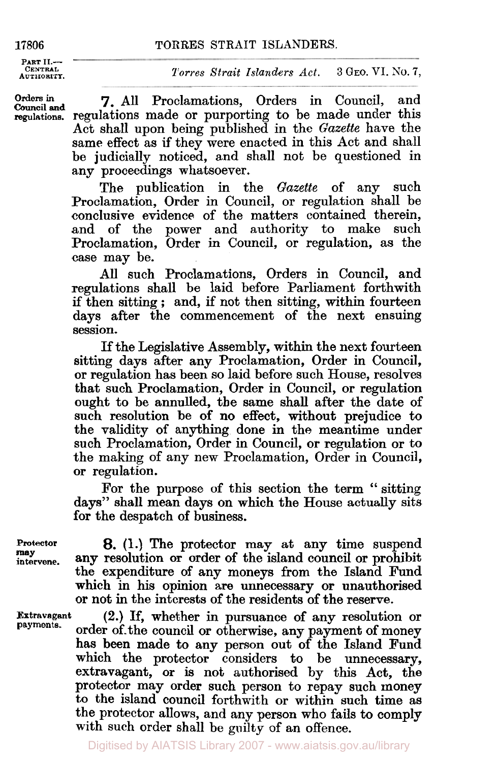**Orders in Council and regulations.**

**7.** All Proclamations, Orders in Council, and regulations made or purporting to be made under this Act shall upon being published in the *Gazette* have the same effect as if they were enacted in this Act and shall be judicially noticed, and shall not be questioned in any proceedings whatsoever.

The publication in the *Gazette* of any such Proclamation, Order in Council, or regulation shall be conclusive evidence of the matters contained therein, and of the power and authority to make such Proclamation, Order in Council, or regulation, as the case may be.

All such Proclamations, Orders in Council, and regulations shall be laid before Parliament forthwith if then sitting; and, if not then sitting, within fourteen days after the commencement of the next ensuing session.

If the Legislative Assembly, within the next fourteen sitting days after any Proclamation, Order in Council, or regulation has been so laid before such House, resolves that such Proclamation, Order in Council, or regulation ought to be annulled, the same shall after the date of such resolution be of no effect, without prejudice to the validity of anything done in the meantime under such Proclamation, Order in Council, or regulation or to the making of any new Proclamation, Order in Council, or regulation.

For the purpose of this section the term "sitting days" shall mean days on which the House actually sits for the despatch of business.

**Protector may intervene.**

**8.** (1.) The protector may at any time suspend any resolution or order of the island council or prohibit the expenditure of any moneys from the Island Fund which in his opinion are unnecessary or unauthorised or not in the interests of the residents of the reserve.

**Extravagant payments.**

(2.) If, whether in pursuance of any resolution or order of the council or otherwise, any payment of money has been made to any person out of the Island Fund which the protector considers to be unnecessary, extravagant, or is not authorised by this Act, the protector may order such person to repay such money to the island council forthwith or within such time as the protector allows, and any person who fails to comply with such order shall be guilty of an offence.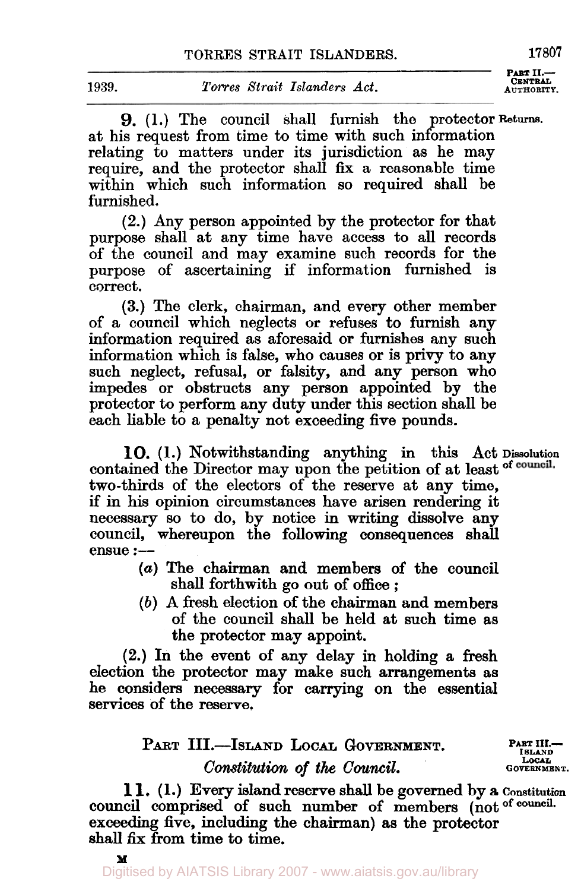**9.** (1.) The council shall furnish the protector at his request from time to time with such information relating to matters under its jurisdiction as he may require, and the protector shall fix a reasonable time within which such information so required shall be furnished.

Returns.

(2.) Any person appointed by the protector for that purpose shall at any time have access to all records of the council and may examine such records for the purpose of ascertaining if information furnished is correct.

(3.) The clerk, chairman, and every other member of a council which neglects or refuses to furnish any information required as aforesaid or furnishes any such information which is false, who causes or is privy to any such neglect, refusal, or falsity, and any person who impedes or obstructs any person appointed by the protector to perform any duty under this section shall be each liable to a penalty not exceeding five pounds.

**10.** (1.) Notwithstanding anything in this Act contained the Director may upon the petition of at least two-thirds of the electors of the reserve at any time, if in his opinion circumstances have arisen rendering it necessary so to do, by notice in writing dissolve any council, whereupon the following consequences shall ensue:—

Dissolution of council.

- (*a*) The chairman and members of the council shall forthwith go out of office;
- (*b*) A fresh election of the chairman and members of the council shall be held at such time as the protector may appoint.

(2.) In the event of any delay in holding a fresh election the protector may make such arrangements as he considers necessary for carrying on the essential services of the reserve.

## PART III.—ISLAND LOCAL GOVERNMENT.

PART III.—ISLAND LOCAL GOVERNMENT.

### *Constitution of the Council.*

**11.** (1.) Every island reserve shall be governed by a council comprised of such number of members (not exceeding five, including the chairman) as the protector shall fix from time to time.

Constitution of council.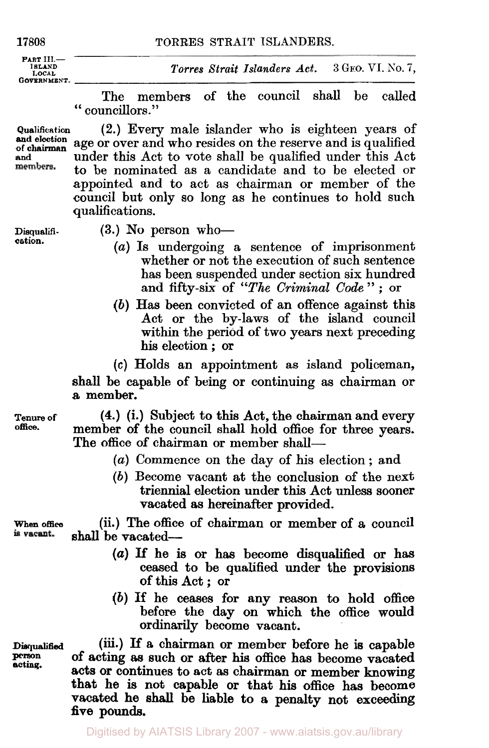The members of the council shall be called "councillors."

**Qualification and election of chairman and members.**

(2.) Every male islander who is eighteen years of age or over and who resides on the reserve and is qualified under this Act to vote shall be qualified under this Act to be nominated as a candidate and to be elected or appointed and to act as chairman or member of the council but only so long as he continues to hold such qualifications.

**Disqualification.**

(3.) No person who—

(*a*) Is undergoing a sentence of imprisonment whether or not the execution of such sentence has been suspended under section six hundred and fifty-six of "*The Criminal Code*"; or

(*b*) Has been convicted of an offence against this Act or the by-laws of the island council within the period of two years next preceding his election; or

(*c*) Holds an appointment as island policeman,

shall be capable of being or continuing as chairman or a member.

**Tenure of office.**

(4.) (i.) Subject to this Act, the chairman and every member of the council shall hold office for three years. The office of chairman or member shall—

(*a*) Commence on the day of his election; and

(*b*) Become vacant at the conclusion of the next triennial election under this Act unless sooner vacated as hereinafter provided.

**When office is vacant.**

(ii.) The office of chairman or member of a council shall be vacated—

(*a*) If he is or has become disqualified or has ceased to be qualified under the provisions of this Act; or

(*b*) If he ceases for any reason to hold office before the day on which the office would ordinarily become vacant.

**Disqualified person acting.**

(iii.) If a chairman or member before he is capable of acting as such or after his office has become vacated acts or continues to act as chairman or member knowing that he is not capable or that his office has become vacated he shall be liable to a penalty not exceeding five pounds.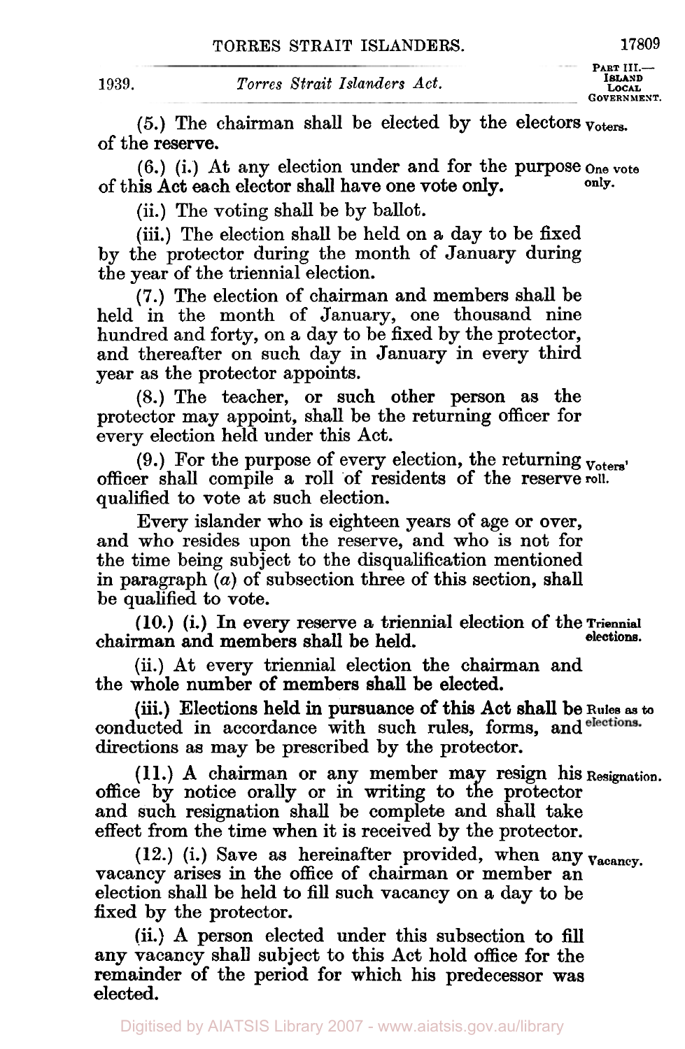(5.) The chairman shall be elected by the electors of the reserve.

**Voters.**

(6.) (i.) At any election under and for the purpose of this Act each elector shall have one vote only.

**One vote only.**

(ii.) The voting shall be by ballot.

(iii.) The election shall be held on a day to be fixed by the protector during the month of January during the year of the triennial election.

(7.) The election of chairman and members shall be held in the month of January, one thousand nine hundred and forty, on a day to be fixed by the protector, and thereafter on such day in January in every third year as the protector appoints.

(8.) The teacher, or such other person as the protector may appoint, shall be the returning officer for every election held under this Act.

(9.) For the purpose of every election, the returning officer shall compile a roll of residents of the reserve qualified to vote at such election.

**Voters' roll.**

Every islander who is eighteen years of age or over, and who resides upon the reserve, and who is not for the time being subject to the disqualification mentioned in paragraph (*a*) of subsection three of this section, shall be qualified to vote.

(10.) (i.) In every reserve a triennial election of the chairman and members shall be held.

**Triennial elections.**

(ii.) At every triennial election the chairman and the whole number of members shall be elected.

(iii.) Elections held in pursuance of this Act shall be conducted in accordance with such rules, forms, and directions as may be prescribed by the protector.

**Rules as to elections.**

(11.) A chairman or any member may resign his office by notice orally or in writing to the protector and such resignation shall be complete and shall take effect from the time when it is received by the protector.

**Resignation.**

(12.) (i.) Save as hereinafter provided, when any vacancy arises in the office of chairman or member an election shall be held to fill such vacancy on a day to be fixed by the protector.

**Vacancy.**

(ii.) A person elected under this subsection to fill any vacancy shall subject to this Act hold office for the remainder of the period for which his predecessor was elected.